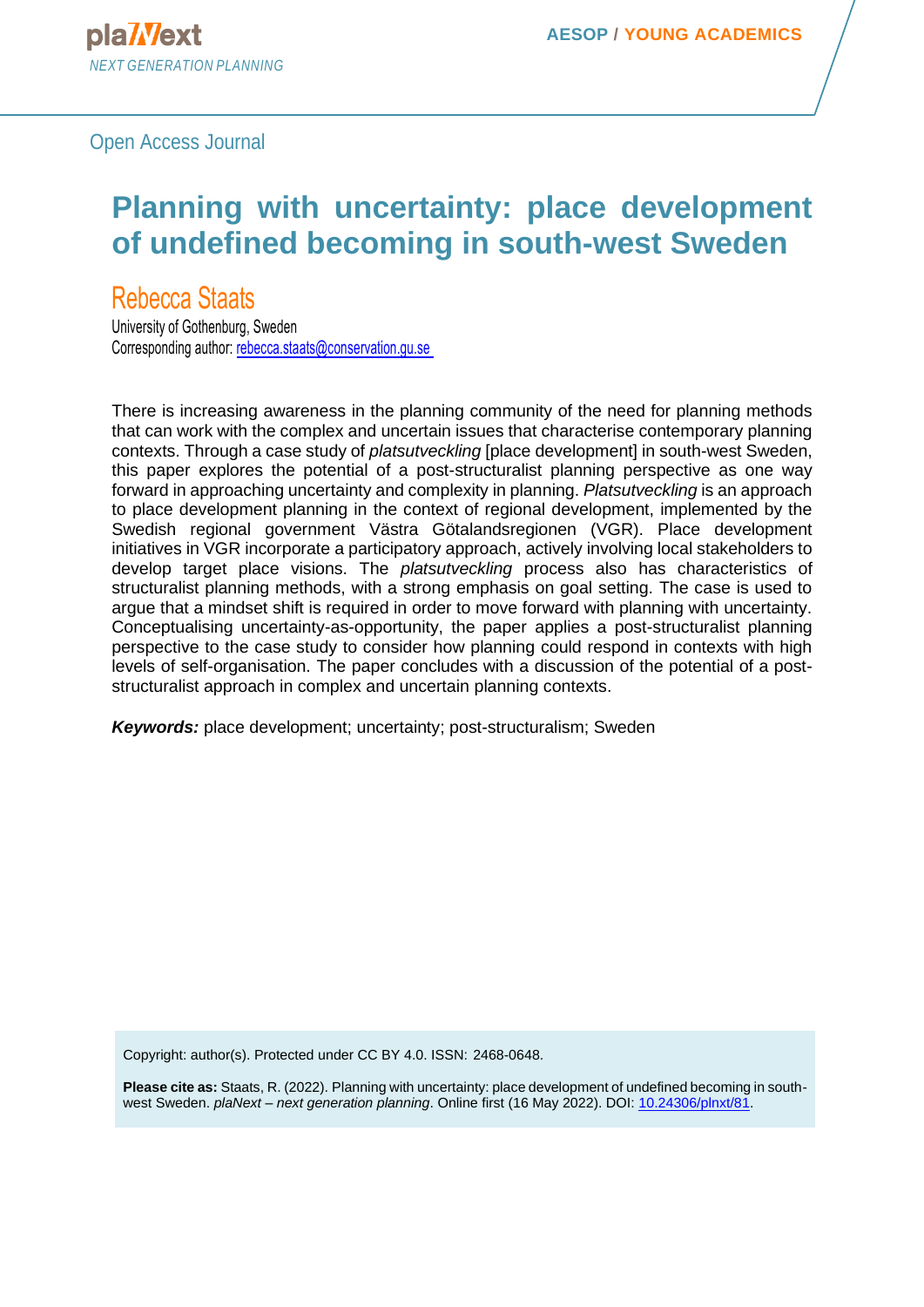plaNext
*NEXT GENERATION PLANNING*

**AESOP / YOUNG ACADEMICS**

Open Access Journal

# Planning with uncertainty: place development of undefined becoming in south-west Sweden

## Rebecca Staats

University of Gothenburg, Sweden
Corresponding author: rebecca.staats@conservation.gu.se

There is increasing awareness in the planning community of the need for planning methods that can work with the complex and uncertain issues that characterise contemporary planning contexts. Through a case study of *platsutveckling* [place development] in south-west Sweden, this paper explores the potential of a post-structuralist planning perspective as one way forward in approaching uncertainty and complexity in planning. *Platsutveckling* is an approach to place development planning in the context of regional development, implemented by the Swedish regional government Västra Götalandsregionen (VGR). Place development initiatives in VGR incorporate a participatory approach, actively involving local stakeholders to develop target place visions. The *platsutveckling* process also has characteristics of structuralist planning methods, with a strong emphasis on goal setting. The case is used to argue that a mindset shift is required in order to move forward with planning with uncertainty. Conceptualising uncertainty-as-opportunity, the paper applies a post-structuralist planning perspective to the case study to consider how planning could respond in contexts with high levels of self-organisation. The paper concludes with a discussion of the potential of a post-structuralist approach in complex and uncertain planning contexts.

***Keywords:*** place development; uncertainty; post-structuralism; Sweden

Copyright: author(s). Protected under CC BY 4.0. ISSN: 2468-0648.

**Please cite as:** Staats, R. (2022). Planning with uncertainty: place development of undefined becoming in south-west Sweden. *plaNext – next generation planning*. Online first (16 May 2022). DOI: 10.24306/plnxt/81.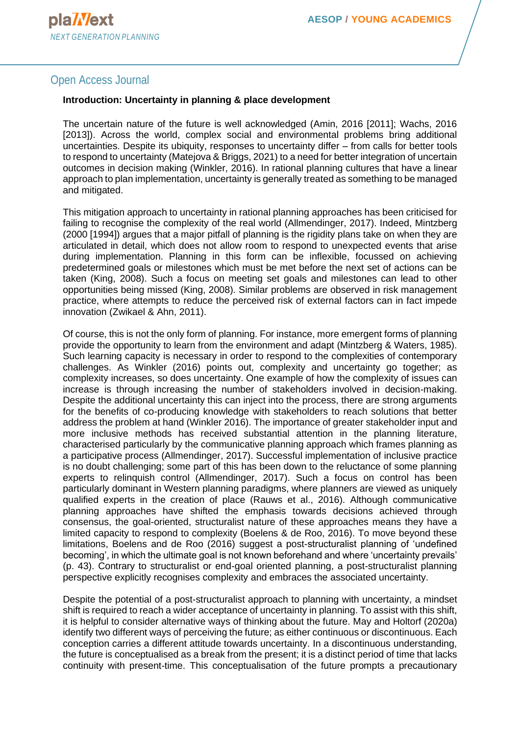### Introduction: Uncertainty in planning & place development

The uncertain nature of the future is well acknowledged (Amin, 2016 [2011]; Wachs, 2016 [2013]). Across the world, complex social and environmental problems bring additional uncertainties. Despite its ubiquity, responses to uncertainty differ – from calls for better tools to respond to uncertainty (Matejova & Briggs, 2021) to a need for better integration of uncertain outcomes in decision making (Winkler, 2016). In rational planning cultures that have a linear approach to plan implementation, uncertainty is generally treated as something to be managed and mitigated.

This mitigation approach to uncertainty in rational planning approaches has been criticised for failing to recognise the complexity of the real world (Allmendinger, 2017). Indeed, Mintzberg (2000 [1994]) argues that a major pitfall of planning is the rigidity plans take on when they are articulated in detail, which does not allow room to respond to unexpected events that arise during implementation. Planning in this form can be inflexible, focussed on achieving predetermined goals or milestones which must be met before the next set of actions can be taken (King, 2008). Such a focus on meeting set goals and milestones can lead to other opportunities being missed (King, 2008). Similar problems are observed in risk management practice, where attempts to reduce the perceived risk of external factors can in fact impede innovation (Zwikael & Ahn, 2011).

Of course, this is not the only form of planning. For instance, more emergent forms of planning provide the opportunity to learn from the environment and adapt (Mintzberg & Waters, 1985). Such learning capacity is necessary in order to respond to the complexities of contemporary challenges. As Winkler (2016) points out, complexity and uncertainty go together; as complexity increases, so does uncertainty. One example of how the complexity of issues can increase is through increasing the number of stakeholders involved in decision-making. Despite the additional uncertainty this can inject into the process, there are strong arguments for the benefits of co-producing knowledge with stakeholders to reach solutions that better address the problem at hand (Winkler 2016). The importance of greater stakeholder input and more inclusive methods has received substantial attention in the planning literature, characterised particularly by the communicative planning approach which frames planning as a participative process (Allmendinger, 2017). Successful implementation of inclusive practice is no doubt challenging; some part of this has been down to the reluctance of some planning experts to relinquish control (Allmendinger, 2017). Such a focus on control has been particularly dominant in Western planning paradigms, where planners are viewed as uniquely qualified experts in the creation of place (Rauws et al., 2016). Although communicative planning approaches have shifted the emphasis towards decisions achieved through consensus, the goal-oriented, structuralist nature of these approaches means they have a limited capacity to respond to complexity (Boelens & de Roo, 2016). To move beyond these limitations, Boelens and de Roo (2016) suggest a post-structuralist planning of 'undefined becoming', in which the ultimate goal is not known beforehand and where 'uncertainty prevails' (p. 43). Contrary to structuralist or end-goal oriented planning, a post-structuralist planning perspective explicitly recognises complexity and embraces the associated uncertainty.

Despite the potential of a post-structuralist approach to planning with uncertainty, a mindset shift is required to reach a wider acceptance of uncertainty in planning. To assist with this shift, it is helpful to consider alternative ways of thinking about the future. May and Holtorf (2020a) identify two different ways of perceiving the future; as either continuous or discontinuous. Each conception carries a different attitude towards uncertainty. In a discontinuous understanding, the future is conceptualised as a break from the present; it is a distinct period of time that lacks continuity with present-time. This conceptualisation of the future prompts a precautionary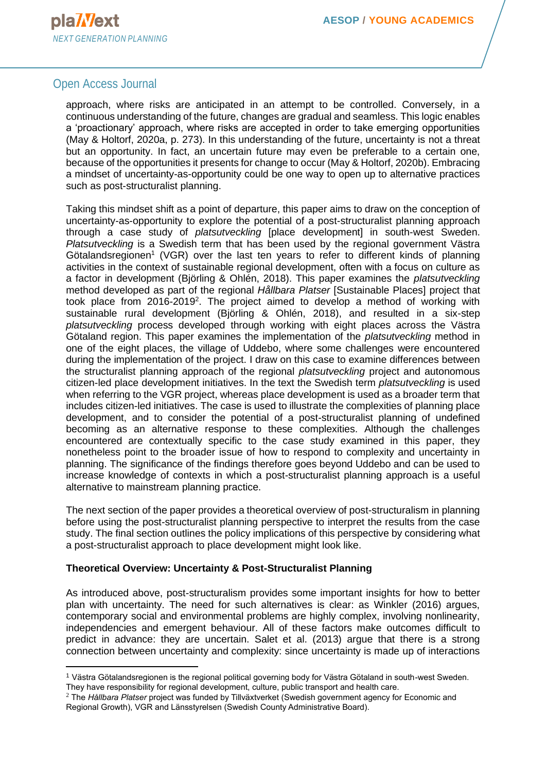approach, where risks are anticipated in an attempt to be controlled. Conversely, in a continuous understanding of the future, changes are gradual and seamless. This logic enables a 'proactionary' approach, where risks are accepted in order to take emerging opportunities (May & Holtorf, 2020a, p. 273). In this understanding of the future, uncertainty is not a threat but an opportunity. In fact, an uncertain future may even be preferable to a certain one, because of the opportunities it presents for change to occur (May & Holtorf, 2020b). Embracing a mindset of uncertainty-as-opportunity could be one way to open up to alternative practices such as post-structuralist planning.

Taking this mindset shift as a point of departure, this paper aims to draw on the conception of uncertainty-as-opportunity to explore the potential of a post-structuralist planning approach through a case study of *platsutveckling* [place development] in south-west Sweden. *Platsutveckling* is a Swedish term that has been used by the regional government Västra Götalandsregionen[1] (VGR) over the last ten years to refer to different kinds of planning activities in the context of sustainable regional development, often with a focus on culture as a factor in development (Björling & Ohlén, 2018). This paper examines the *platsutveckling* method developed as part of the regional *Hållbara Platser* [Sustainable Places] project that took place from 2016-2019[2]. The project aimed to develop a method of working with sustainable rural development (Björling & Ohlén, 2018), and resulted in a six-step *platsutveckling* process developed through working with eight places across the Västra Götaland region. This paper examines the implementation of the *platsutveckling* method in one of the eight places, the village of Uddebo, where some challenges were encountered during the implementation of the project. I draw on this case to examine differences between the structuralist planning approach of the regional *platsutveckling* project and autonomous citizen-led place development initiatives. In the text the Swedish term *platsutveckling* is used when referring to the VGR project, whereas place development is used as a broader term that includes citizen-led initiatives. The case is used to illustrate the complexities of planning place development, and to consider the potential of a post-structuralist planning of undefined becoming as an alternative response to these complexities. Although the challenges encountered are contextually specific to the case study examined in this paper, they nonetheless point to the broader issue of how to respond to complexity and uncertainty in planning. The significance of the findings therefore goes beyond Uddebo and can be used to increase knowledge of contexts in which a post-structuralist planning approach is a useful alternative to mainstream planning practice.

The next section of the paper provides a theoretical overview of post-structuralism in planning before using the post-structuralist planning perspective to interpret the results from the case study. The final section outlines the policy implications of this perspective by considering what a post-structuralist approach to place development might look like.

## Theoretical Overview: Uncertainty & Post-Structuralist Planning

As introduced above, post-structuralism provides some important insights for how to better plan with uncertainty. The need for such alternatives is clear: as Winkler (2016) argues, contemporary social and environmental problems are highly complex, involving nonlinearity, independencies and emergent behaviour. All of these factors make outcomes difficult to predict in advance: they are uncertain. Salet et al. (2013) argue that there is a strong connection between uncertainty and complexity: since uncertainty is made up of interactions

---

[1] Västra Götalandsregionen is the regional political governing body for Västra Götaland in south-west Sweden. They have responsibility for regional development, culture, public transport and health care.

[2] The *Hållbara Platser* project was funded by Tillväxtverket (Swedish government agency for Economic and Regional Growth), VGR and Länsstyrelsen (Swedish County Administrative Board).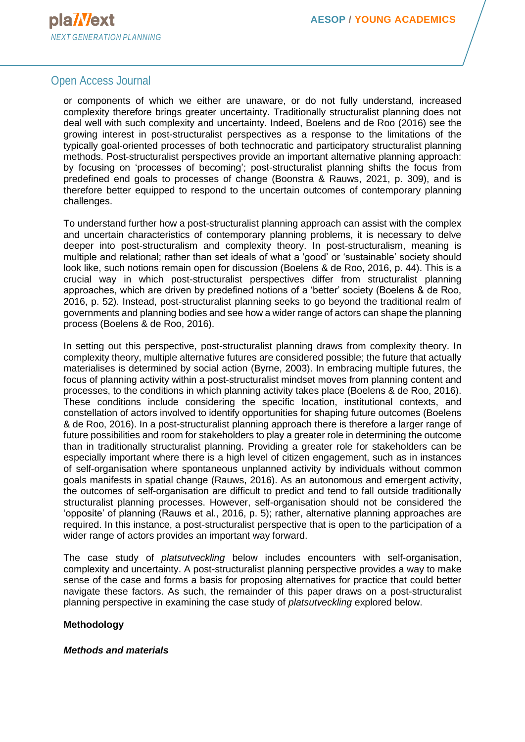or components of which we either are unaware, or do not fully understand, increased complexity therefore brings greater uncertainty. Traditionally structuralist planning does not deal well with such complexity and uncertainty. Indeed, Boelens and de Roo (2016) see the growing interest in post-structuralist perspectives as a response to the limitations of the typically goal-oriented processes of both technocratic and participatory structuralist planning methods. Post-structuralist perspectives provide an important alternative planning approach: by focusing on 'processes of becoming'; post-structuralist planning shifts the focus from predefined end goals to processes of change (Boonstra & Rauws, 2021, p. 309), and is therefore better equipped to respond to the uncertain outcomes of contemporary planning challenges.

To understand further how a post-structuralist planning approach can assist with the complex and uncertain characteristics of contemporary planning problems, it is necessary to delve deeper into post-structuralism and complexity theory. In post-structuralism, meaning is multiple and relational; rather than set ideals of what a 'good' or 'sustainable' society should look like, such notions remain open for discussion (Boelens & de Roo, 2016, p. 44). This is a crucial way in which post-structuralist perspectives differ from structuralist planning approaches, which are driven by predefined notions of a 'better' society (Boelens & de Roo, 2016, p. 52). Instead, post-structuralist planning seeks to go beyond the traditional realm of governments and planning bodies and see how a wider range of actors can shape the planning process (Boelens & de Roo, 2016).

In setting out this perspective, post-structuralist planning draws from complexity theory. In complexity theory, multiple alternative futures are considered possible; the future that actually materialises is determined by social action (Byrne, 2003). In embracing multiple futures, the focus of planning activity within a post-structuralist mindset moves from planning content and processes, to the conditions in which planning activity takes place (Boelens & de Roo, 2016). These conditions include considering the specific location, institutional contexts, and constellation of actors involved to identify opportunities for shaping future outcomes (Boelens & de Roo, 2016). In a post-structuralist planning approach there is therefore a larger range of future possibilities and room for stakeholders to play a greater role in determining the outcome than in traditionally structuralist planning. Providing a greater role for stakeholders can be especially important where there is a high level of citizen engagement, such as in instances of self-organisation where spontaneous unplanned activity by individuals without common goals manifests in spatial change (Rauws, 2016). As an autonomous and emergent activity, the outcomes of self-organisation are difficult to predict and tend to fall outside traditionally structuralist planning processes. However, self-organisation should not be considered the 'opposite' of planning (Rauws et al., 2016, p. 5); rather, alternative planning approaches are required. In this instance, a post-structuralist perspective that is open to the participation of a wider range of actors provides an important way forward.

The case study of *platsutveckling* below includes encounters with self-organisation, complexity and uncertainty. A post-structuralist planning perspective provides a way to make sense of the case and forms a basis for proposing alternatives for practice that could better navigate these factors. As such, the remainder of this paper draws on a post-structuralist planning perspective in examining the case study of *platsutveckling* explored below.

## Methodology

### *Methods and materials*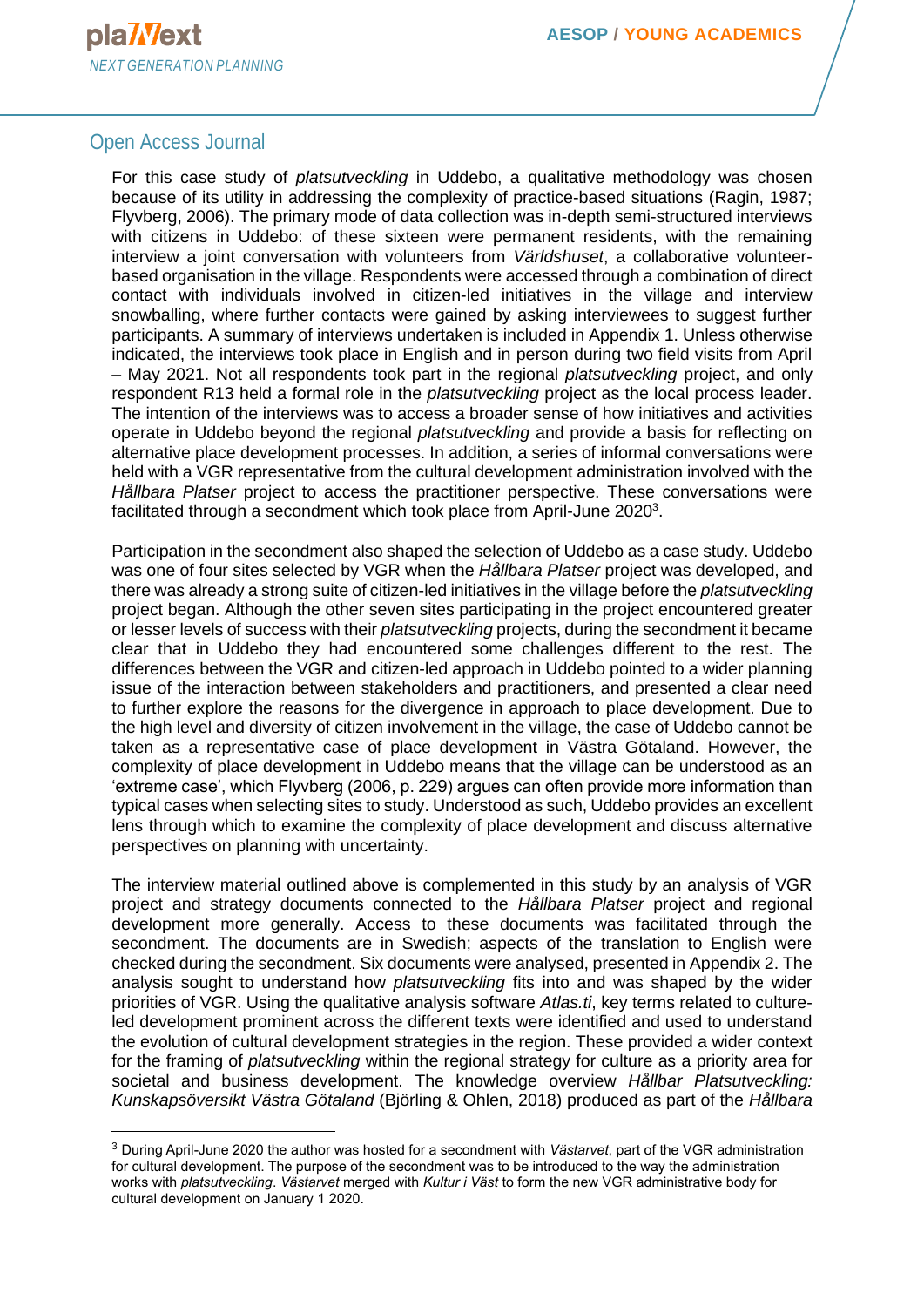For this case study of *platsutveckling* in Uddebo, a qualitative methodology was chosen because of its utility in addressing the complexity of practice-based situations (Ragin, 1987; Flyvberg, 2006). The primary mode of data collection was in-depth semi-structured interviews with citizens in Uddebo: of these sixteen were permanent residents, with the remaining interview a joint conversation with volunteers from *Världshuset*, a collaborative volunteer-based organisation in the village. Respondents were accessed through a combination of direct contact with individuals involved in citizen-led initiatives in the village and interview snowballing, where further contacts were gained by asking interviewees to suggest further participants. A summary of interviews undertaken is included in Appendix 1. Unless otherwise indicated, the interviews took place in English and in person during two field visits from April – May 2021. Not all respondents took part in the regional *platsutveckling* project, and only respondent R13 held a formal role in the *platsutveckling* project as the local process leader. The intention of the interviews was to access a broader sense of how initiatives and activities operate in Uddebo beyond the regional *platsutveckling* and provide a basis for reflecting on alternative place development processes. In addition, a series of informal conversations were held with a VGR representative from the cultural development administration involved with the *Hållbara Platser* project to access the practitioner perspective. These conversations were facilitated through a secondment which took place from April-June 2020[3].

Participation in the secondment also shaped the selection of Uddebo as a case study. Uddebo was one of four sites selected by VGR when the *Hållbara Platser* project was developed, and there was already a strong suite of citizen-led initiatives in the village before the *platsutveckling* project began. Although the other seven sites participating in the project encountered greater or lesser levels of success with their *platsutveckling* projects, during the secondment it became clear that in Uddebo they had encountered some challenges different to the rest. The differences between the VGR and citizen-led approach in Uddebo pointed to a wider planning issue of the interaction between stakeholders and practitioners, and presented a clear need to further explore the reasons for the divergence in approach to place development. Due to the high level and diversity of citizen involvement in the village, the case of Uddebo cannot be taken as a representative case of place development in Västra Götaland. However, the complexity of place development in Uddebo means that the village can be understood as an 'extreme case', which Flyvberg (2006, p. 229) argues can often provide more information than typical cases when selecting sites to study. Understood as such, Uddebo provides an excellent lens through which to examine the complexity of place development and discuss alternative perspectives on planning with uncertainty.

The interview material outlined above is complemented in this study by an analysis of VGR project and strategy documents connected to the *Hållbara Platser* project and regional development more generally. Access to these documents was facilitated through the secondment. The documents are in Swedish; aspects of the translation to English were checked during the secondment. Six documents were analysed, presented in Appendix 2. The analysis sought to understand how *platsutveckling* fits into and was shaped by the wider priorities of VGR. Using the qualitative analysis software *Atlas.ti*, key terms related to culture-led development prominent across the different texts were identified and used to understand the evolution of cultural development strategies in the region. These provided a wider context for the framing of *platsutveckling* within the regional strategy for culture as a priority area for societal and business development. The knowledge overview *Hållbar Platsutveckling: Kunskapsöversikt Västra Götaland* (Björling & Ohlen, 2018) produced as part of the *Hållbara*

[3] During April-June 2020 the author was hosted for a secondment with *Västarvet*, part of the VGR administration for cultural development. The purpose of the secondment was to be introduced to the way the administration works with *platsutveckling*. *Västarvet* merged with *Kultur i Väst* to form the new VGR administrative body for cultural development on January 1 2020.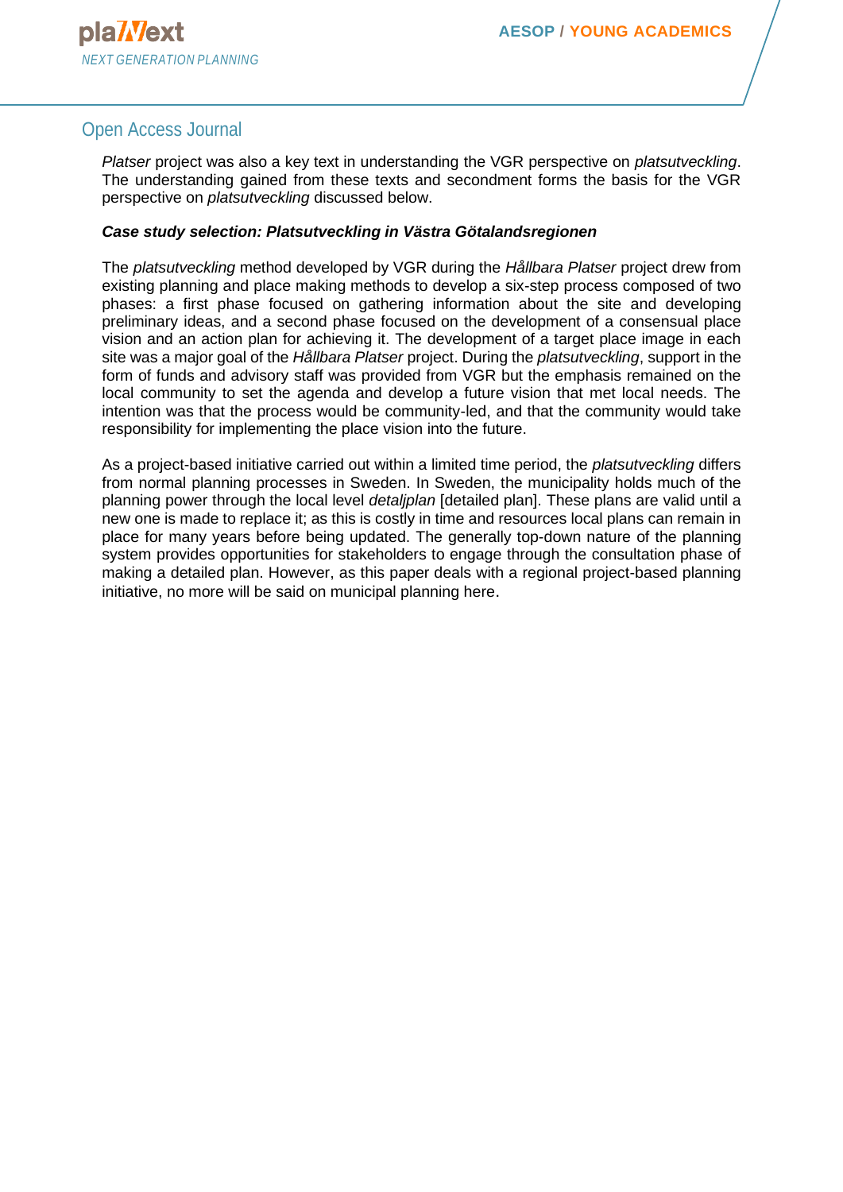*Platser* project was also a key text in understanding the VGR perspective on *platsutveckling*. The understanding gained from these texts and secondment forms the basis for the VGR perspective on *platsutveckling* discussed below.

***Case study selection: Platsutveckling in Västra Götalandsregionen***

The *platsutveckling* method developed by VGR during the *Hållbara Platser* project drew from existing planning and place making methods to develop a six-step process composed of two phases: a first phase focused on gathering information about the site and developing preliminary ideas, and a second phase focused on the development of a consensual place vision and an action plan for achieving it. The development of a target place image in each site was a major goal of the *Hållbara Platser* project. During the *platsutveckling*, support in the form of funds and advisory staff was provided from VGR but the emphasis remained on the local community to set the agenda and develop a future vision that met local needs. The intention was that the process would be community-led, and that the community would take responsibility for implementing the place vision into the future.

As a project-based initiative carried out within a limited time period, the *platsutveckling* differs from normal planning processes in Sweden. In Sweden, the municipality holds much of the planning power through the local level *detaljplan* [detailed plan]. These plans are valid until a new one is made to replace it; as this is costly in time and resources local plans can remain in place for many years before being updated. The generally top-down nature of the planning system provides opportunities for stakeholders to engage through the consultation phase of making a detailed plan. However, as this paper deals with a regional project-based planning initiative, no more will be said on municipal planning here.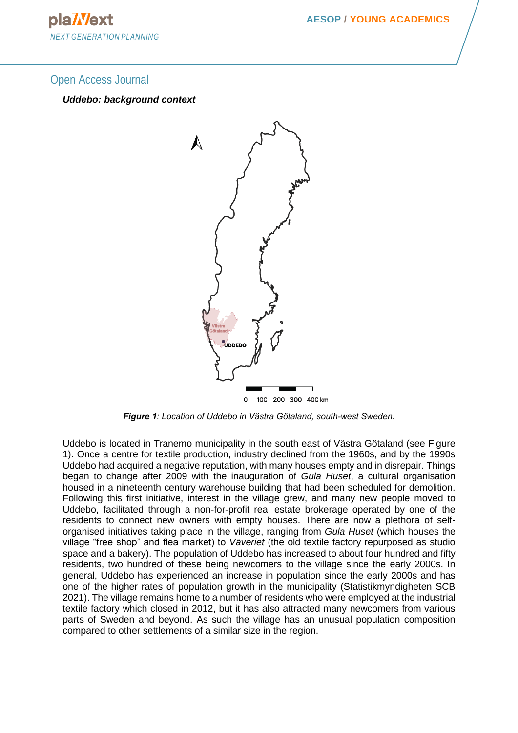***Uddebo: background context***

***Figure 1**: Location of Uddebo in Västra Götaland, south-west Sweden.*

Uddebo is located in Tranemo municipality in the south east of Västra Götaland (see Figure 1). Once a centre for textile production, industry declined from the 1960s, and by the 1990s Uddebo had acquired a negative reputation, with many houses empty and in disrepair. Things began to change after 2009 with the inauguration of *Gula Huset*, a cultural organisation housed in a nineteenth century warehouse building that had been scheduled for demolition. Following this first initiative, interest in the village grew, and many new people moved to Uddebo, facilitated through a non-for-profit real estate brokerage operated by one of the residents to connect new owners with empty houses. There are now a plethora of self-organised initiatives taking place in the village, ranging from *Gula Huset* (which houses the village "free shop" and flea market) to *Väveriet* (the old textile factory repurposed as studio space and a bakery). The population of Uddebo has increased to about four hundred and fifty residents, two hundred of these being newcomers to the village since the early 2000s. In general, Uddebo has experienced an increase in population since the early 2000s and has one of the higher rates of population growth in the municipality (Statistikmyndigheten SCB 2021). The village remains home to a number of residents who were employed at the industrial textile factory which closed in 2012, but it has also attracted many newcomers from various parts of Sweden and beyond. As such the village has an unusual population composition compared to other settlements of a similar size in the region.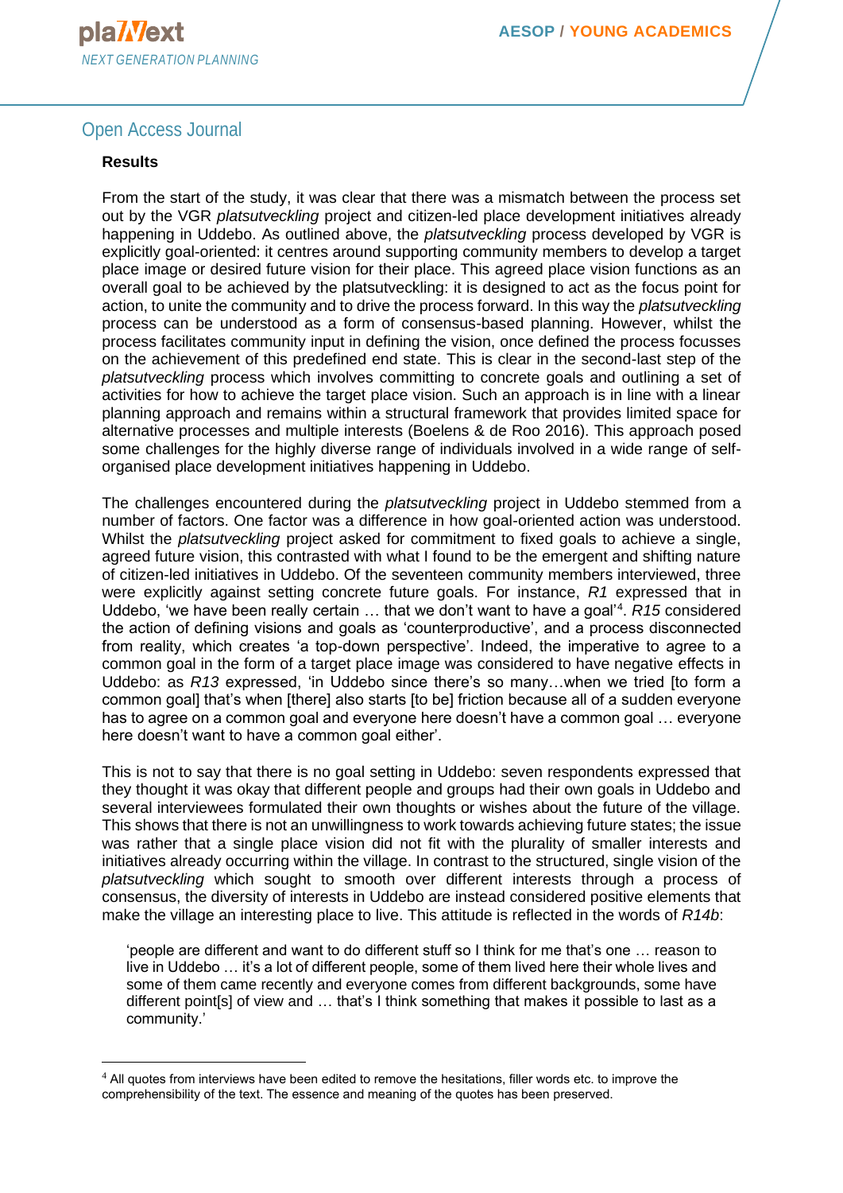**Results**

From the start of the study, it was clear that there was a mismatch between the process set out by the VGR *platsutveckling* project and citizen-led place development initiatives already happening in Uddebo. As outlined above, the *platsutveckling* process developed by VGR is explicitly goal-oriented: it centres around supporting community members to develop a target place image or desired future vision for their place. This agreed place vision functions as an overall goal to be achieved by the platsutveckling: it is designed to act as the focus point for action, to unite the community and to drive the process forward. In this way the *platsutveckling* process can be understood as a form of consensus-based planning. However, whilst the process facilitates community input in defining the vision, once defined the process focusses on the achievement of this predefined end state. This is clear in the second-last step of the *platsutveckling* process which involves committing to concrete goals and outlining a set of activities for how to achieve the target place vision. Such an approach is in line with a linear planning approach and remains within a structural framework that provides limited space for alternative processes and multiple interests (Boelens & de Roo 2016). This approach posed some challenges for the highly diverse range of individuals involved in a wide range of self-organised place development initiatives happening in Uddebo.

The challenges encountered during the *platsutveckling* project in Uddebo stemmed from a number of factors. One factor was a difference in how goal-oriented action was understood. Whilst the *platsutveckling* project asked for commitment to fixed goals to achieve a single, agreed future vision, this contrasted with what I found to be the emergent and shifting nature of citizen-led initiatives in Uddebo. Of the seventeen community members interviewed, three were explicitly against setting concrete future goals. For instance, *R1* expressed that in Uddebo, 'we have been really certain … that we don't want to have a goal'[4]. *R15* considered the action of defining visions and goals as 'counterproductive', and a process disconnected from reality, which creates 'a top-down perspective'. Indeed, the imperative to agree to a common goal in the form of a target place image was considered to have negative effects in Uddebo: as *R13* expressed, 'in Uddebo since there's so many…when we tried [to form a common goal] that's when [there] also starts [to be] friction because all of a sudden everyone has to agree on a common goal and everyone here doesn't have a common goal … everyone here doesn't want to have a common goal either'.

This is not to say that there is no goal setting in Uddebo: seven respondents expressed that they thought it was okay that different people and groups had their own goals in Uddebo and several interviewees formulated their own thoughts or wishes about the future of the village. This shows that there is not an unwillingness to work towards achieving future states; the issue was rather that a single place vision did not fit with the plurality of smaller interests and initiatives already occurring within the village. In contrast to the structured, single vision of the *platsutveckling* which sought to smooth over different interests through a process of consensus, the diversity of interests in Uddebo are instead considered positive elements that make the village an interesting place to live. This attitude is reflected in the words of *R14b*:

> 'people are different and want to do different stuff so I think for me that's one … reason to live in Uddebo … it's a lot of different people, some of them lived here their whole lives and some of them came recently and everyone comes from different backgrounds, some have different point[s] of view and … that's I think something that makes it possible to last as a community.'

---

[4] All quotes from interviews have been edited to remove the hesitations, filler words etc. to improve the comprehensibility of the text. The essence and meaning of the quotes has been preserved.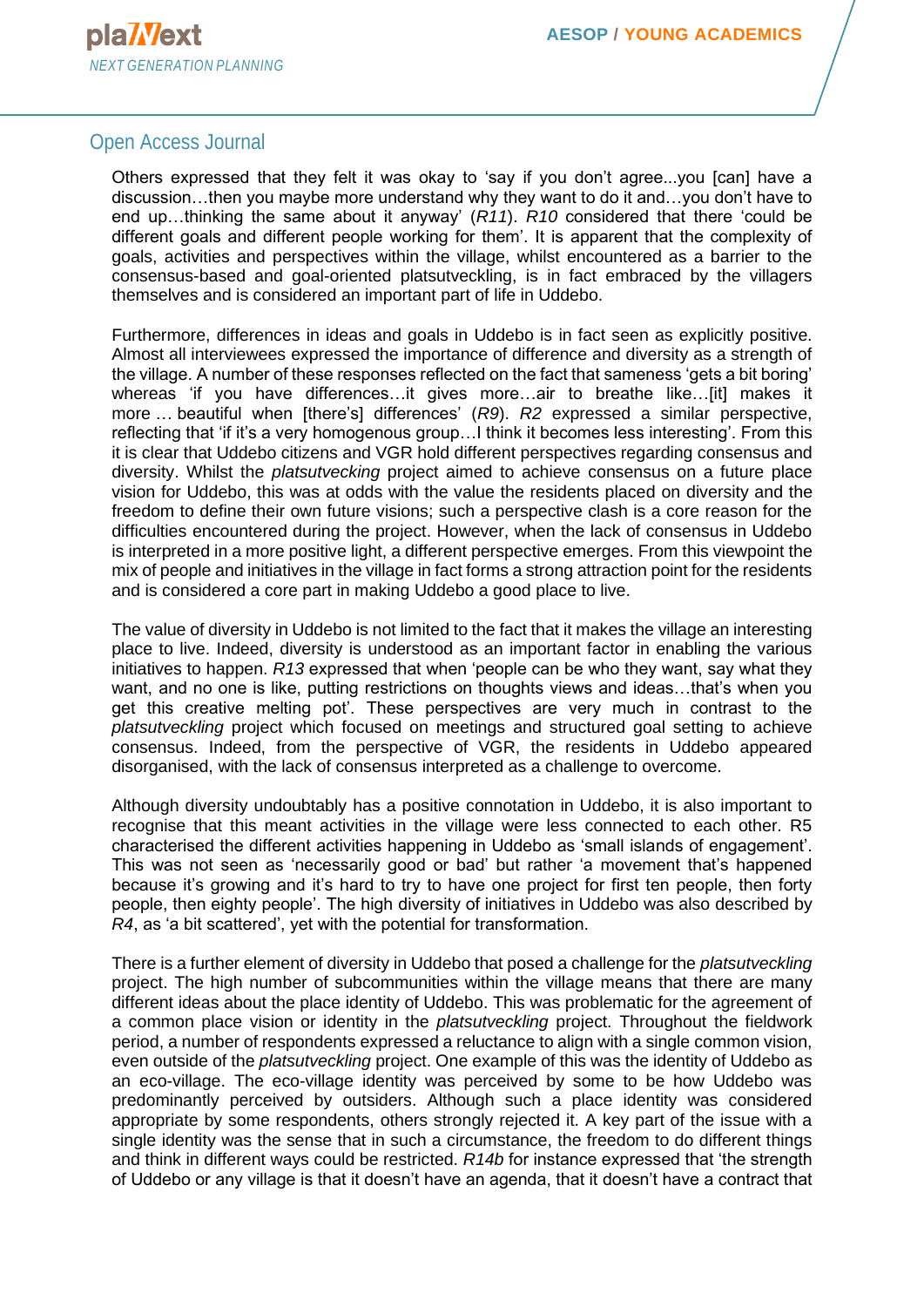Others expressed that they felt it was okay to 'say if you don't agree...you [can] have a discussion…then you maybe more understand why they want to do it and…you don't have to end up…thinking the same about it anyway' (*R11*). *R10* considered that there 'could be different goals and different people working for them'. It is apparent that the complexity of goals, activities and perspectives within the village, whilst encountered as a barrier to the consensus-based and goal-oriented platsutveckling, is in fact embraced by the villagers themselves and is considered an important part of life in Uddebo.

Furthermore, differences in ideas and goals in Uddebo is in fact seen as explicitly positive. Almost all interviewees expressed the importance of difference and diversity as a strength of the village. A number of these responses reflected on the fact that sameness 'gets a bit boring' whereas 'if you have differences…it gives more…air to breathe like…[it] makes it more … beautiful when [there's] differences' (*R9*). *R2* expressed a similar perspective, reflecting that 'if it's a very homogenous group…I think it becomes less interesting'. From this it is clear that Uddebo citizens and VGR hold different perspectives regarding consensus and diversity. Whilst the *platsutvecking* project aimed to achieve consensus on a future place vision for Uddebo, this was at odds with the value the residents placed on diversity and the freedom to define their own future visions; such a perspective clash is a core reason for the difficulties encountered during the project. However, when the lack of consensus in Uddebo is interpreted in a more positive light, a different perspective emerges. From this viewpoint the mix of people and initiatives in the village in fact forms a strong attraction point for the residents and is considered a core part in making Uddebo a good place to live.

The value of diversity in Uddebo is not limited to the fact that it makes the village an interesting place to live. Indeed, diversity is understood as an important factor in enabling the various initiatives to happen. *R13* expressed that when 'people can be who they want, say what they want, and no one is like, putting restrictions on thoughts views and ideas…that's when you get this creative melting pot'. These perspectives are very much in contrast to the *platsutveckling* project which focused on meetings and structured goal setting to achieve consensus. Indeed, from the perspective of VGR, the residents in Uddebo appeared disorganised, with the lack of consensus interpreted as a challenge to overcome.

Although diversity undoubtably has a positive connotation in Uddebo, it is also important to recognise that this meant activities in the village were less connected to each other. R5 characterised the different activities happening in Uddebo as 'small islands of engagement'. This was not seen as 'necessarily good or bad' but rather 'a movement that's happened because it's growing and it's hard to try to have one project for first ten people, then forty people, then eighty people'. The high diversity of initiatives in Uddebo was also described by *R4*, as 'a bit scattered', yet with the potential for transformation.

There is a further element of diversity in Uddebo that posed a challenge for the *platsutveckling* project. The high number of subcommunities within the village means that there are many different ideas about the place identity of Uddebo. This was problematic for the agreement of a common place vision or identity in the *platsutveckling* project. Throughout the fieldwork period, a number of respondents expressed a reluctance to align with a single common vision, even outside of the *platsutveckling* project. One example of this was the identity of Uddebo as an eco-village. The eco-village identity was perceived by some to be how Uddebo was predominantly perceived by outsiders. Although such a place identity was considered appropriate by some respondents, others strongly rejected it. A key part of the issue with a single identity was the sense that in such a circumstance, the freedom to do different things and think in different ways could be restricted. *R14b* for instance expressed that 'the strength of Uddebo or any village is that it doesn't have an agenda, that it doesn't have a contract that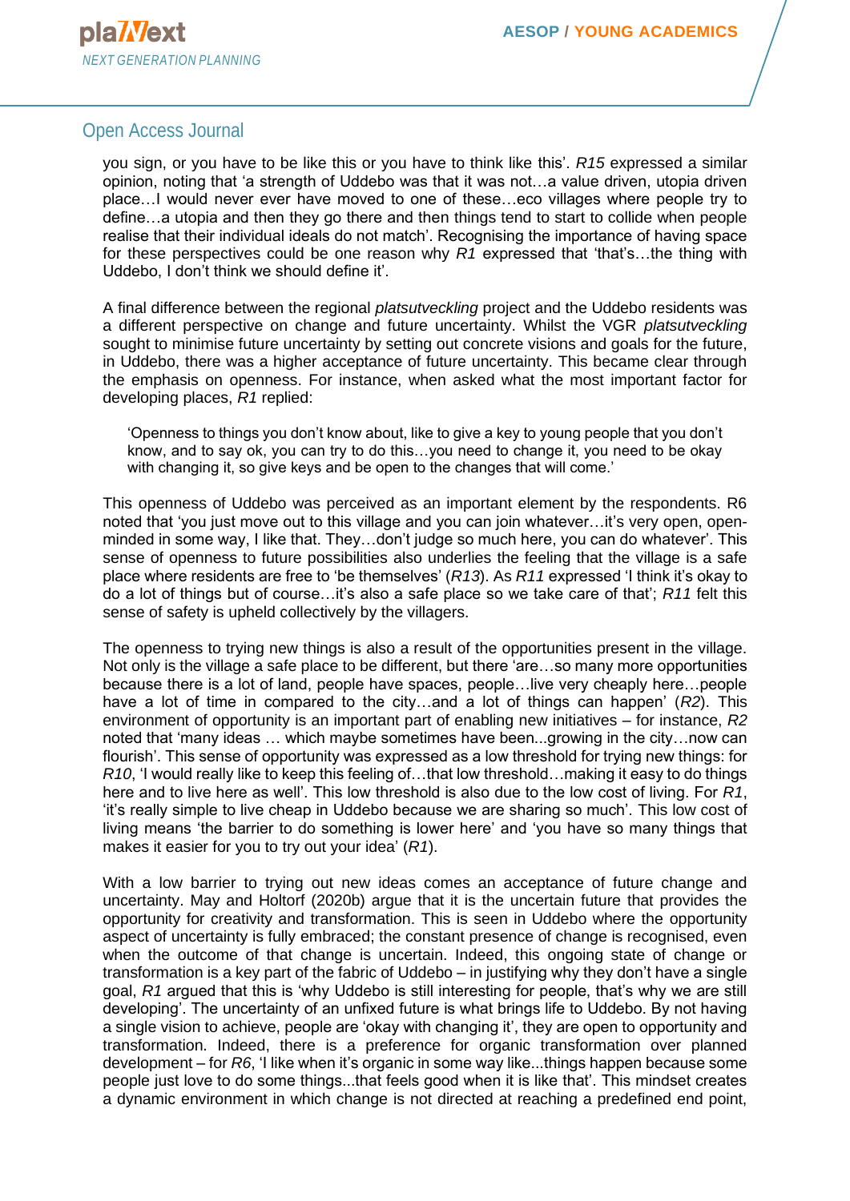you sign, or you have to be like this or you have to think like this'. *R15* expressed a similar opinion, noting that 'a strength of Uddebo was that it was not…a value driven, utopia driven place…I would never ever have moved to one of these…eco villages where people try to define…a utopia and then they go there and then things tend to start to collide when people realise that their individual ideals do not match'. Recognising the importance of having space for these perspectives could be one reason why *R1* expressed that 'that's…the thing with Uddebo, I don't think we should define it'.

A final difference between the regional *platsutveckling* project and the Uddebo residents was a different perspective on change and future uncertainty. Whilst the VGR *platsutveckling* sought to minimise future uncertainty by setting out concrete visions and goals for the future, in Uddebo, there was a higher acceptance of future uncertainty. This became clear through the emphasis on openness. For instance, when asked what the most important factor for developing places, *R1* replied:

> 'Openness to things you don't know about, like to give a key to young people that you don't know, and to say ok, you can try to do this…you need to change it, you need to be okay with changing it, so give keys and be open to the changes that will come.'

This openness of Uddebo was perceived as an important element by the respondents. R6 noted that 'you just move out to this village and you can join whatever…it's very open, open-minded in some way, I like that. They…don't judge so much here, you can do whatever'. This sense of openness to future possibilities also underlies the feeling that the village is a safe place where residents are free to 'be themselves' (*R13*). As *R11* expressed 'I think it's okay to do a lot of things but of course…it's also a safe place so we take care of that'; *R11* felt this sense of safety is upheld collectively by the villagers.

The openness to trying new things is also a result of the opportunities present in the village. Not only is the village a safe place to be different, but there 'are…so many more opportunities because there is a lot of land, people have spaces, people…live very cheaply here…people have a lot of time in compared to the city…and a lot of things can happen' (*R2*). This environment of opportunity is an important part of enabling new initiatives – for instance, *R2* noted that 'many ideas … which maybe sometimes have been...growing in the city…now can flourish'. This sense of opportunity was expressed as a low threshold for trying new things: for *R10*, 'I would really like to keep this feeling of…that low threshold…making it easy to do things here and to live here as well'. This low threshold is also due to the low cost of living. For *R1*, 'it's really simple to live cheap in Uddebo because we are sharing so much'. This low cost of living means 'the barrier to do something is lower here' and 'you have so many things that makes it easier for you to try out your idea' (*R1*).

With a low barrier to trying out new ideas comes an acceptance of future change and uncertainty. May and Holtorf (2020b) argue that it is the uncertain future that provides the opportunity for creativity and transformation. This is seen in Uddebo where the opportunity aspect of uncertainty is fully embraced; the constant presence of change is recognised, even when the outcome of that change is uncertain. Indeed, this ongoing state of change or transformation is a key part of the fabric of Uddebo – in justifying why they don't have a single goal, *R1* argued that this is 'why Uddebo is still interesting for people, that's why we are still developing'. The uncertainty of an unfixed future is what brings life to Uddebo. By not having a single vision to achieve, people are 'okay with changing it', they are open to opportunity and transformation. Indeed, there is a preference for organic transformation over planned development – for *R6*, 'I like when it's organic in some way like...things happen because some people just love to do some things...that feels good when it is like that'. This mindset creates a dynamic environment in which change is not directed at reaching a predefined end point,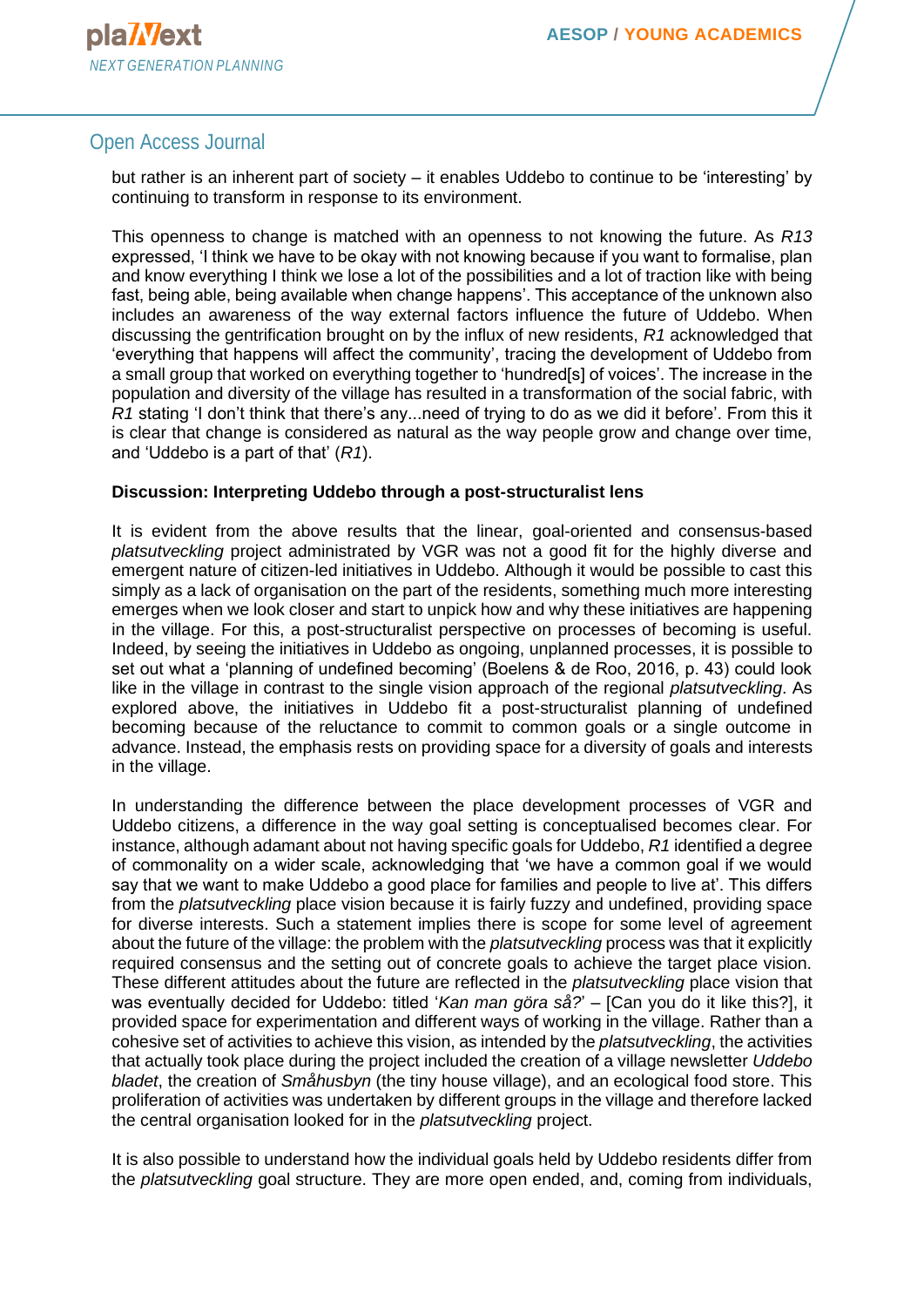but rather is an inherent part of society – it enables Uddebo to continue to be 'interesting' by continuing to transform in response to its environment.

This openness to change is matched with an openness to not knowing the future. As *R13* expressed, 'I think we have to be okay with not knowing because if you want to formalise, plan and know everything I think we lose a lot of the possibilities and a lot of traction like with being fast, being able, being available when change happens'. This acceptance of the unknown also includes an awareness of the way external factors influence the future of Uddebo. When discussing the gentrification brought on by the influx of new residents, *R1* acknowledged that 'everything that happens will affect the community', tracing the development of Uddebo from a small group that worked on everything together to 'hundred[s] of voices'. The increase in the population and diversity of the village has resulted in a transformation of the social fabric, with *R1* stating 'I don't think that there's any...need of trying to do as we did it before'. From this it is clear that change is considered as natural as the way people grow and change over time, and 'Uddebo is a part of that' (*R1*).

**Discussion: Interpreting Uddebo through a post-structuralist lens**

It is evident from the above results that the linear, goal-oriented and consensus-based *platsutveckling* project administrated by VGR was not a good fit for the highly diverse and emergent nature of citizen-led initiatives in Uddebo. Although it would be possible to cast this simply as a lack of organisation on the part of the residents, something much more interesting emerges when we look closer and start to unpick how and why these initiatives are happening in the village. For this, a post-structuralist perspective on processes of becoming is useful. Indeed, by seeing the initiatives in Uddebo as ongoing, unplanned processes, it is possible to set out what a 'planning of undefined becoming' (Boelens & de Roo, 2016, p. 43) could look like in the village in contrast to the single vision approach of the regional *platsutveckling*. As explored above, the initiatives in Uddebo fit a post-structuralist planning of undefined becoming because of the reluctance to commit to common goals or a single outcome in advance. Instead, the emphasis rests on providing space for a diversity of goals and interests in the village.

In understanding the difference between the place development processes of VGR and Uddebo citizens, a difference in the way goal setting is conceptualised becomes clear. For instance, although adamant about not having specific goals for Uddebo, *R1* identified a degree of commonality on a wider scale, acknowledging that 'we have a common goal if we would say that we want to make Uddebo a good place for families and people to live at'. This differs from the *platsutveckling* place vision because it is fairly fuzzy and undefined, providing space for diverse interests. Such a statement implies there is scope for some level of agreement about the future of the village: the problem with the *platsutveckling* process was that it explicitly required consensus and the setting out of concrete goals to achieve the target place vision. These different attitudes about the future are reflected in the *platsutveckling* place vision that was eventually decided for Uddebo: titled '*Kan man göra så?*' – [Can you do it like this?], it provided space for experimentation and different ways of working in the village. Rather than a cohesive set of activities to achieve this vision, as intended by the *platsutveckling*, the activities that actually took place during the project included the creation of a village newsletter *Uddebo bladet*, the creation of *Småhusbyn* (the tiny house village), and an ecological food store. This proliferation of activities was undertaken by different groups in the village and therefore lacked the central organisation looked for in the *platsutveckling* project.

It is also possible to understand how the individual goals held by Uddebo residents differ from the *platsutveckling* goal structure. They are more open ended, and, coming from individuals,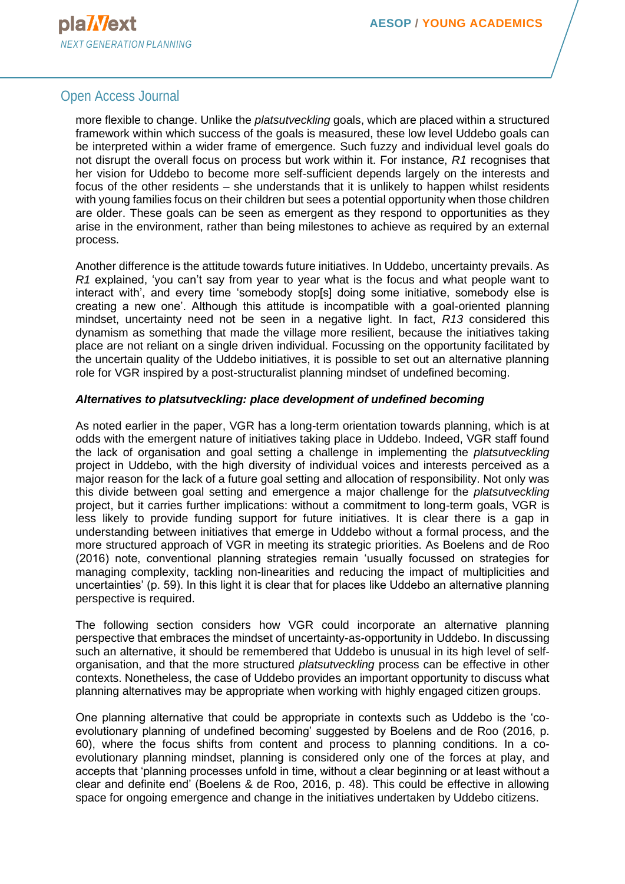more flexible to change. Unlike the *platsutveckling* goals, which are placed within a structured framework within which success of the goals is measured, these low level Uddebo goals can be interpreted within a wider frame of emergence. Such fuzzy and individual level goals do not disrupt the overall focus on process but work within it. For instance, *R1* recognises that her vision for Uddebo to become more self-sufficient depends largely on the interests and focus of the other residents – she understands that it is unlikely to happen whilst residents with young families focus on their children but sees a potential opportunity when those children are older. These goals can be seen as emergent as they respond to opportunities as they arise in the environment, rather than being milestones to achieve as required by an external process.

Another difference is the attitude towards future initiatives. In Uddebo, uncertainty prevails. As *R1* explained, 'you can't say from year to year what is the focus and what people want to interact with', and every time 'somebody stop[s] doing some initiative, somebody else is creating a new one'. Although this attitude is incompatible with a goal-oriented planning mindset, uncertainty need not be seen in a negative light. In fact, *R13* considered this dynamism as something that made the village more resilient, because the initiatives taking place are not reliant on a single driven individual. Focussing on the opportunity facilitated by the uncertain quality of the Uddebo initiatives, it is possible to set out an alternative planning role for VGR inspired by a post-structuralist planning mindset of undefined becoming.

### *Alternatives to platsutveckling: place development of undefined becoming*

As noted earlier in the paper, VGR has a long-term orientation towards planning, which is at odds with the emergent nature of initiatives taking place in Uddebo. Indeed, VGR staff found the lack of organisation and goal setting a challenge in implementing the *platsutveckling* project in Uddebo, with the high diversity of individual voices and interests perceived as a major reason for the lack of a future goal setting and allocation of responsibility. Not only was this divide between goal setting and emergence a major challenge for the *platsutveckling* project, but it carries further implications: without a commitment to long-term goals, VGR is less likely to provide funding support for future initiatives. It is clear there is a gap in understanding between initiatives that emerge in Uddebo without a formal process, and the more structured approach of VGR in meeting its strategic priorities. As Boelens and de Roo (2016) note, conventional planning strategies remain 'usually focussed on strategies for managing complexity, tackling non-linearities and reducing the impact of multiplicities and uncertainties' (p. 59). In this light it is clear that for places like Uddebo an alternative planning perspective is required.

The following section considers how VGR could incorporate an alternative planning perspective that embraces the mindset of uncertainty-as-opportunity in Uddebo. In discussing such an alternative, it should be remembered that Uddebo is unusual in its high level of self-organisation, and that the more structured *platsutveckling* process can be effective in other contexts. Nonetheless, the case of Uddebo provides an important opportunity to discuss what planning alternatives may be appropriate when working with highly engaged citizen groups.

One planning alternative that could be appropriate in contexts such as Uddebo is the 'co-evolutionary planning of undefined becoming' suggested by Boelens and de Roo (2016, p. 60), where the focus shifts from content and process to planning conditions. In a co-evolutionary planning mindset, planning is considered only one of the forces at play, and accepts that 'planning processes unfold in time, without a clear beginning or at least without a clear and definite end' (Boelens & de Roo, 2016, p. 48). This could be effective in allowing space for ongoing emergence and change in the initiatives undertaken by Uddebo citizens.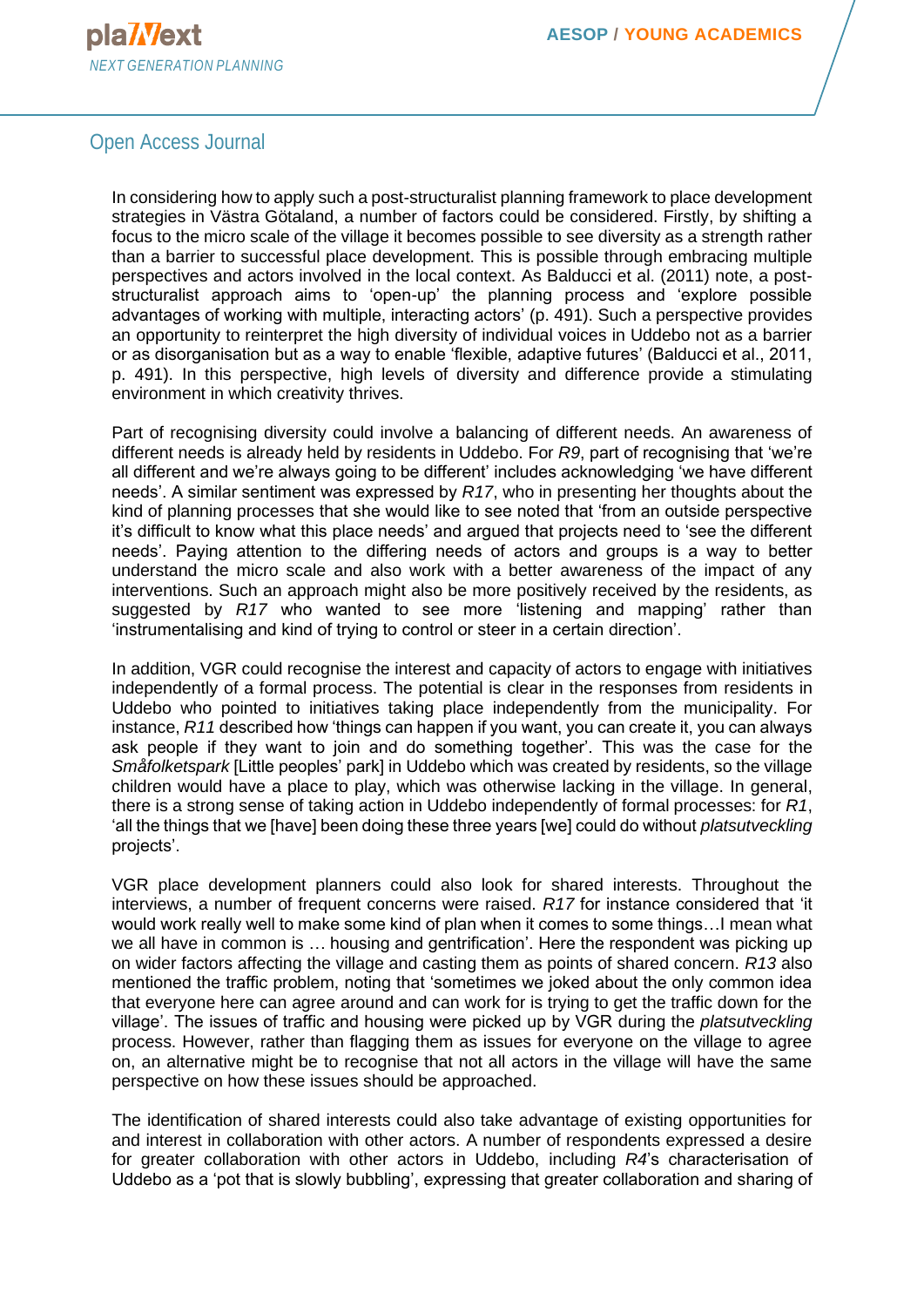In considering how to apply such a post-structuralist planning framework to place development strategies in Västra Götaland, a number of factors could be considered. Firstly, by shifting a focus to the micro scale of the village it becomes possible to see diversity as a strength rather than a barrier to successful place development. This is possible through embracing multiple perspectives and actors involved in the local context. As Balducci et al. (2011) note, a post-structuralist approach aims to 'open-up' the planning process and 'explore possible advantages of working with multiple, interacting actors' (p. 491). Such a perspective provides an opportunity to reinterpret the high diversity of individual voices in Uddebo not as a barrier or as disorganisation but as a way to enable 'flexible, adaptive futures' (Balducci et al., 2011, p. 491). In this perspective, high levels of diversity and difference provide a stimulating environment in which creativity thrives.

Part of recognising diversity could involve a balancing of different needs. An awareness of different needs is already held by residents in Uddebo. For *R9*, part of recognising that 'we're all different and we're always going to be different' includes acknowledging 'we have different needs'. A similar sentiment was expressed by *R17*, who in presenting her thoughts about the kind of planning processes that she would like to see noted that 'from an outside perspective it's difficult to know what this place needs' and argued that projects need to 'see the different needs'. Paying attention to the differing needs of actors and groups is a way to better understand the micro scale and also work with a better awareness of the impact of any interventions. Such an approach might also be more positively received by the residents, as suggested by *R17* who wanted to see more 'listening and mapping' rather than 'instrumentalising and kind of trying to control or steer in a certain direction'.

In addition, VGR could recognise the interest and capacity of actors to engage with initiatives independently of a formal process. The potential is clear in the responses from residents in Uddebo who pointed to initiatives taking place independently from the municipality. For instance, *R11* described how 'things can happen if you want, you can create it, you can always ask people if they want to join and do something together'. This was the case for the *Småfolketspark* [Little peoples' park] in Uddebo which was created by residents, so the village children would have a place to play, which was otherwise lacking in the village. In general, there is a strong sense of taking action in Uddebo independently of formal processes: for *R1*, 'all the things that we [have] been doing these three years [we] could do without *platsutveckling* projects'.

VGR place development planners could also look for shared interests. Throughout the interviews, a number of frequent concerns were raised. *R17* for instance considered that 'it would work really well to make some kind of plan when it comes to some things…I mean what we all have in common is … housing and gentrification'. Here the respondent was picking up on wider factors affecting the village and casting them as points of shared concern. *R13* also mentioned the traffic problem, noting that 'sometimes we joked about the only common idea that everyone here can agree around and can work for is trying to get the traffic down for the village'. The issues of traffic and housing were picked up by VGR during the *platsutveckling* process. However, rather than flagging them as issues for everyone on the village to agree on, an alternative might be to recognise that not all actors in the village will have the same perspective on how these issues should be approached.

The identification of shared interests could also take advantage of existing opportunities for and interest in collaboration with other actors. A number of respondents expressed a desire for greater collaboration with other actors in Uddebo, including *R4*'s characterisation of Uddebo as a 'pot that is slowly bubbling', expressing that greater collaboration and sharing of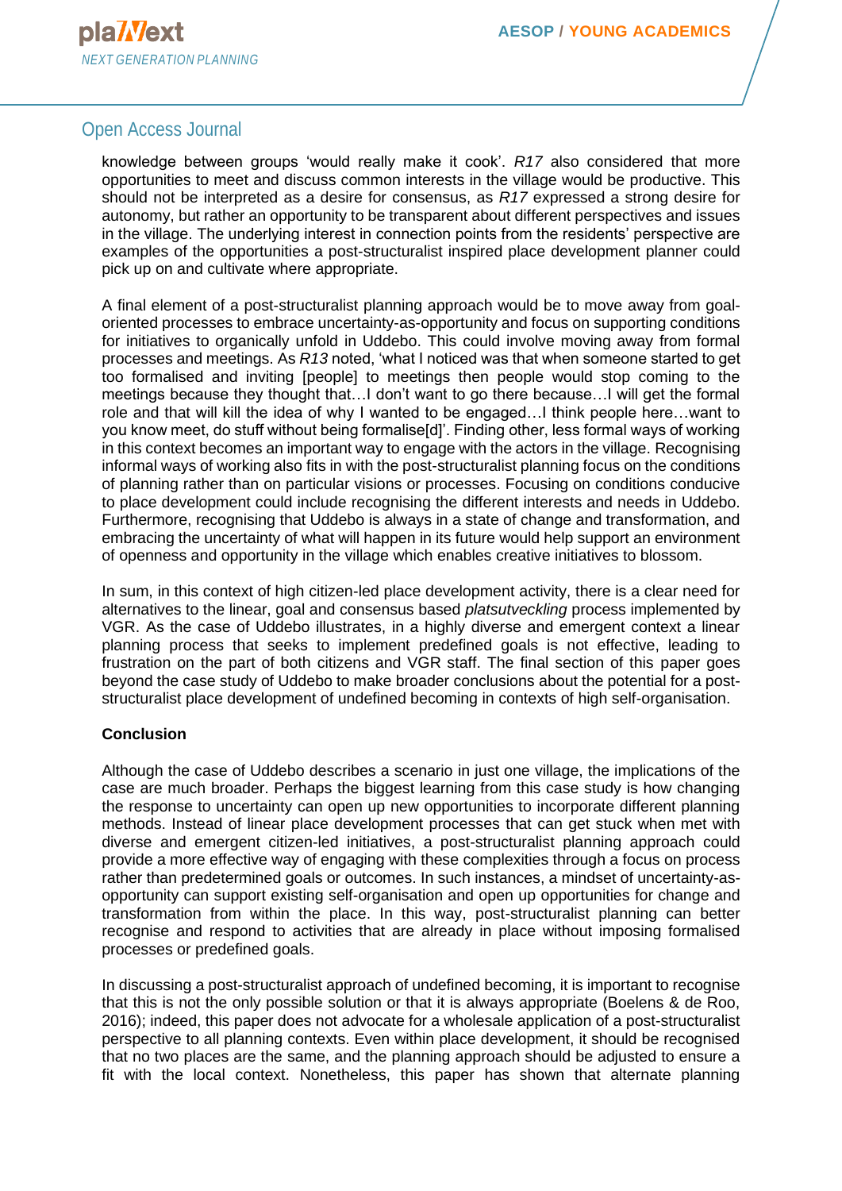knowledge between groups 'would really make it cook'. *R17* also considered that more opportunities to meet and discuss common interests in the village would be productive. This should not be interpreted as a desire for consensus, as *R17* expressed a strong desire for autonomy, but rather an opportunity to be transparent about different perspectives and issues in the village. The underlying interest in connection points from the residents' perspective are examples of the opportunities a post-structuralist inspired place development planner could pick up on and cultivate where appropriate.

A final element of a post-structuralist planning approach would be to move away from goal-oriented processes to embrace uncertainty-as-opportunity and focus on supporting conditions for initiatives to organically unfold in Uddebo. This could involve moving away from formal processes and meetings. As *R13* noted, 'what I noticed was that when someone started to get too formalised and inviting [people] to meetings then people would stop coming to the meetings because they thought that…I don't want to go there because…I will get the formal role and that will kill the idea of why I wanted to be engaged…I think people here…want to you know meet, do stuff without being formalise[d]'. Finding other, less formal ways of working in this context becomes an important way to engage with the actors in the village. Recognising informal ways of working also fits in with the post-structuralist planning focus on the conditions of planning rather than on particular visions or processes. Focusing on conditions conducive to place development could include recognising the different interests and needs in Uddebo. Furthermore, recognising that Uddebo is always in a state of change and transformation, and embracing the uncertainty of what will happen in its future would help support an environment of openness and opportunity in the village which enables creative initiatives to blossom.

In sum, in this context of high citizen-led place development activity, there is a clear need for alternatives to the linear, goal and consensus based *platsutveckling* process implemented by VGR. As the case of Uddebo illustrates, in a highly diverse and emergent context a linear planning process that seeks to implement predefined goals is not effective, leading to frustration on the part of both citizens and VGR staff. The final section of this paper goes beyond the case study of Uddebo to make broader conclusions about the potential for a post-structuralist place development of undefined becoming in contexts of high self-organisation.

**Conclusion**

Although the case of Uddebo describes a scenario in just one village, the implications of the case are much broader. Perhaps the biggest learning from this case study is how changing the response to uncertainty can open up new opportunities to incorporate different planning methods. Instead of linear place development processes that can get stuck when met with diverse and emergent citizen-led initiatives, a post-structuralist planning approach could provide a more effective way of engaging with these complexities through a focus on process rather than predetermined goals or outcomes. In such instances, a mindset of uncertainty-as-opportunity can support existing self-organisation and open up opportunities for change and transformation from within the place. In this way, post-structuralist planning can better recognise and respond to activities that are already in place without imposing formalised processes or predefined goals.

In discussing a post-structuralist approach of undefined becoming, it is important to recognise that this is not the only possible solution or that it is always appropriate (Boelens & de Roo, 2016); indeed, this paper does not advocate for a wholesale application of a post-structuralist perspective to all planning contexts. Even within place development, it should be recognised that no two places are the same, and the planning approach should be adjusted to ensure a fit with the local context. Nonetheless, this paper has shown that alternate planning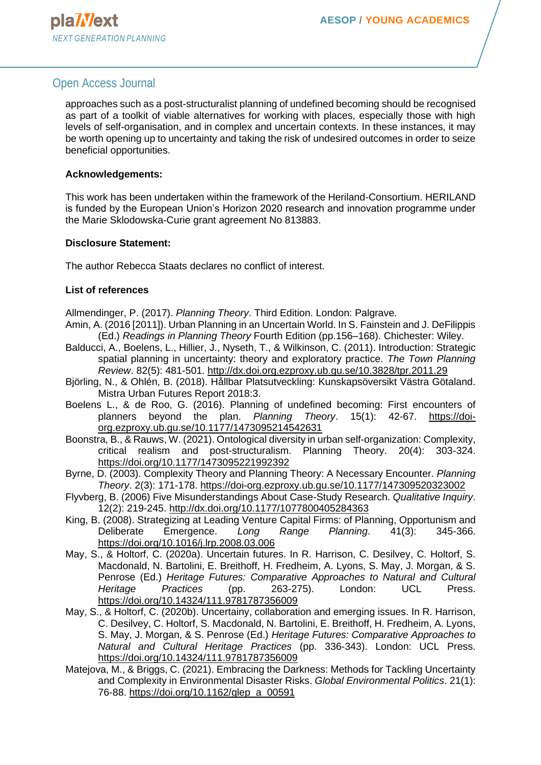approaches such as a post-structuralist planning of undefined becoming should be recognised as part of a toolkit of viable alternatives for working with places, especially those with high levels of self-organisation, and in complex and uncertain contexts. In these instances, it may be worth opening up to uncertainty and taking the risk of undesired outcomes in order to seize beneficial opportunities.

**Acknowledgements:**

This work has been undertaken within the framework of the Heriland-Consortium. HERILAND is funded by the European Union's Horizon 2020 research and innovation programme under the Marie Sklodowska-Curie grant agreement No 813883.

**Disclosure Statement:**

The author Rebecca Staats declares no conflict of interest.

**List of references**

Allmendinger, P. (2017). *Planning Theory*. Third Edition. London: Palgrave.

Amin, A. (2016 [2011]). Urban Planning in an Uncertain World. In S. Fainstein and J. DeFilippis (Ed.) *Readings in Planning Theory* Fourth Edition (pp.156–168). Chichester: Wiley.

Balducci, A., Boelens, L., Hillier, J., Nyseth, T., & Wilkinson, C. (2011). Introduction: Strategic spatial planning in uncertainty: theory and exploratory practice. *The Town Planning Review*. 82(5): 481-501. http://dx.doi.org.ezproxy.ub.gu.se/10.3828/tpr.2011.29

Björling, N., & Ohlén, B. (2018). Hållbar Platsutveckling: Kunskapsöversikt Västra Götaland. Mistra Urban Futures Report 2018:3.

Boelens L., & de Roo, G. (2016). Planning of undefined becoming: First encounters of planners beyond the plan. *Planning Theory*. 15(1): 42-67. https://doi-org.ezproxy.ub.gu.se/10.1177/1473095214542631

Boonstra, B., & Rauws, W. (2021). Ontological diversity in urban self-organization: Complexity, critical realism and post-structuralism. Planning Theory. 20(4): 303-324. https://doi.org/10.1177/1473095221992392

Byrne, D. (2003). Complexity Theory and Planning Theory: A Necessary Encounter. *Planning Theory*. 2(3): 171-178. https://doi-org.ezproxy.ub.gu.se/10.1177/147309520323002

Flyvberg, B. (2006) Five Misunderstandings About Case-Study Research. *Qualitative Inquiry*. 12(2): 219-245. http://dx.doi.org/10.1177/1077800405284363

King, B. (2008). Strategizing at Leading Venture Capital Firms: of Planning, Opportunism and Deliberate Emergence. *Long Range Planning*. 41(3): 345-366. https://doi.org/10.1016/j.lrp.2008.03.006

May, S., & Holtorf, C. (2020a). Uncertain futures. In R. Harrison, C. Desilvey, C. Holtorf, S. Macdonald, N. Bartolini, E. Breithoff, H. Fredheim, A. Lyons, S. May, J. Morgan, & S. Penrose (Ed.) *Heritage Futures: Comparative Approaches to Natural and Cultural Heritage Practices* (pp. 263-275). London: UCL Press. https://doi.org/10.14324/111.9781787356009

May, S., & Holtorf, C. (2020b). Uncertainy, collaboration and emerging issues. In R. Harrison, C. Desilvey, C. Holtorf, S. Macdonald, N. Bartolini, E. Breithoff, H. Fredheim, A. Lyons, S. May, J. Morgan, & S. Penrose (Ed.) *Heritage Futures: Comparative Approaches to Natural and Cultural Heritage Practices* (pp. 336-343). London: UCL Press. https://doi.org/10.14324/111.9781787356009

Matejova, M., & Briggs, C. (2021). Embracing the Darkness: Methods for Tackling Uncertainty and Complexity in Environmental Disaster Risks. *Global Environmental Politics*. 21(1): 76-88. https://doi.org/10.1162/glep_a_00591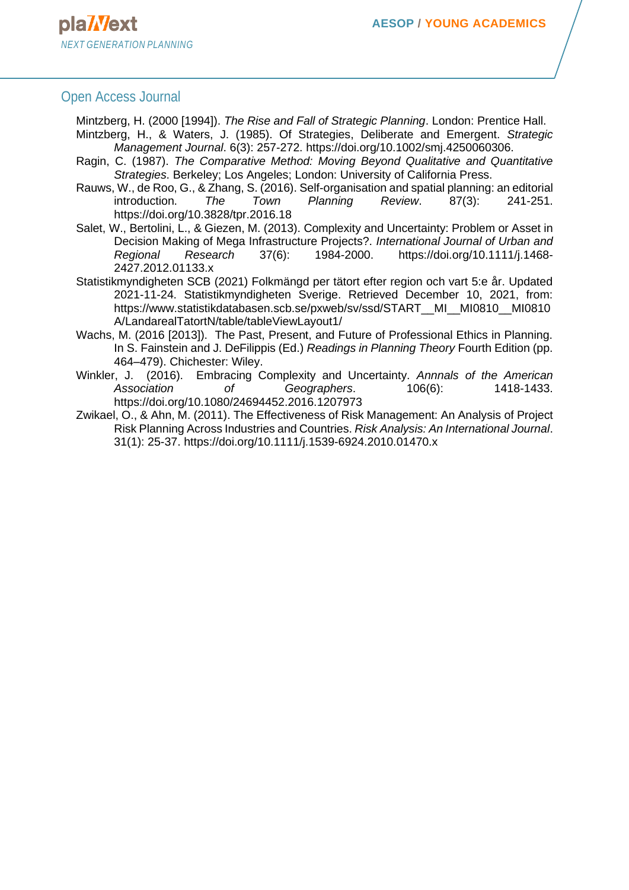Mintzberg, H. (2000 [1994]). *The Rise and Fall of Strategic Planning*. London: Prentice Hall.

Mintzberg, H., & Waters, J. (1985). Of Strategies, Deliberate and Emergent. *Strategic Management Journal*. 6(3): 257-272. https://doi.org/10.1002/smj.4250060306.

Ragin, C. (1987). *The Comparative Method: Moving Beyond Qualitative and Quantitative Strategies*. Berkeley; Los Angeles; London: University of California Press.

Rauws, W., de Roo, G., & Zhang, S. (2016). Self-organisation and spatial planning: an editorial introduction. *The Town Planning Review*. 87(3): 241-251. https://doi.org/10.3828/tpr.2016.18

Salet, W., Bertolini, L., & Giezen, M. (2013). Complexity and Uncertainty: Problem or Asset in Decision Making of Mega Infrastructure Projects?. *International Journal of Urban and Regional Research* 37(6): 1984-2000. https://doi.org/10.1111/j.1468-2427.2012.01133.x

Statistikmyndigheten SCB (2021) Folkmängd per tätort efter region och vart 5:e år. Updated 2021-11-24. Statistikmyndigheten Sverige. Retrieved December 10, 2021, from: https://www.statistikdatabasen.scb.se/pxweb/sv/ssd/START__MI__MI0810__MI0810A/LandarealTatortN/table/tableViewLayout1/

Wachs, M. (2016 [2013]). The Past, Present, and Future of Professional Ethics in Planning. In S. Fainstein and J. DeFilippis (Ed.) *Readings in Planning Theory* Fourth Edition (pp. 464–479). Chichester: Wiley.

Winkler, J. (2016). Embracing Complexity and Uncertainty. *Annnals of the American Association of Geographers*. 106(6): 1418-1433. https://doi.org/10.1080/24694452.2016.1207973

Zwikael, O., & Ahn, M. (2011). The Effectiveness of Risk Management: An Analysis of Project Risk Planning Across Industries and Countries. *Risk Analysis: An International Journal*. 31(1): 25-37. https://doi.org/10.1111/j.1539-6924.2010.01470.x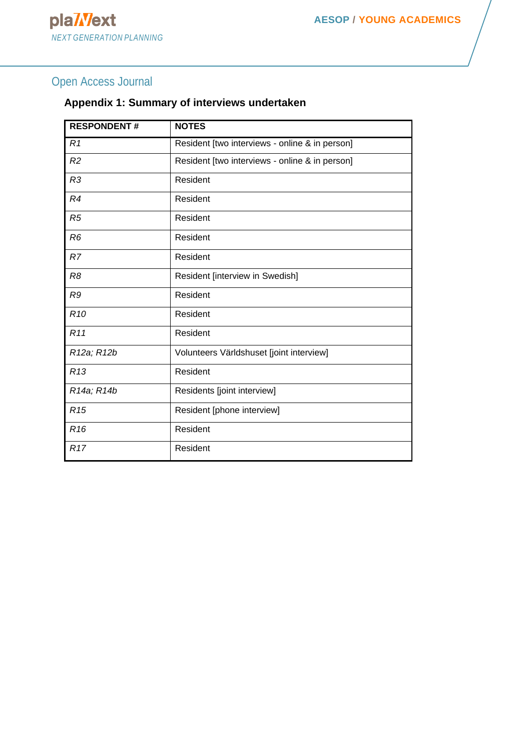**Appendix 1: Summary of interviews undertaken**

| RESPONDENT # | NOTES |
|---|---|
| *R1* | Resident [two interviews - online & in person] |
| *R2* | Resident [two interviews - online & in person] |
| *R3* | Resident |
| *R4* | Resident |
| *R5* | Resident |
| *R6* | Resident |
| *R7* | Resident |
| *R8* | Resident [interview in Swedish] |
| *R9* | Resident |
| *R10* | Resident |
| *R11* | Resident |
| *R12a; R12b* | Volunteers Världshuset [joint interview] |
| *R13* | Resident |
| *R14a; R14b* | Residents [joint interview] |
| *R15* | Resident [phone interview] |
| *R16* | Resident |
| *R17* | Resident |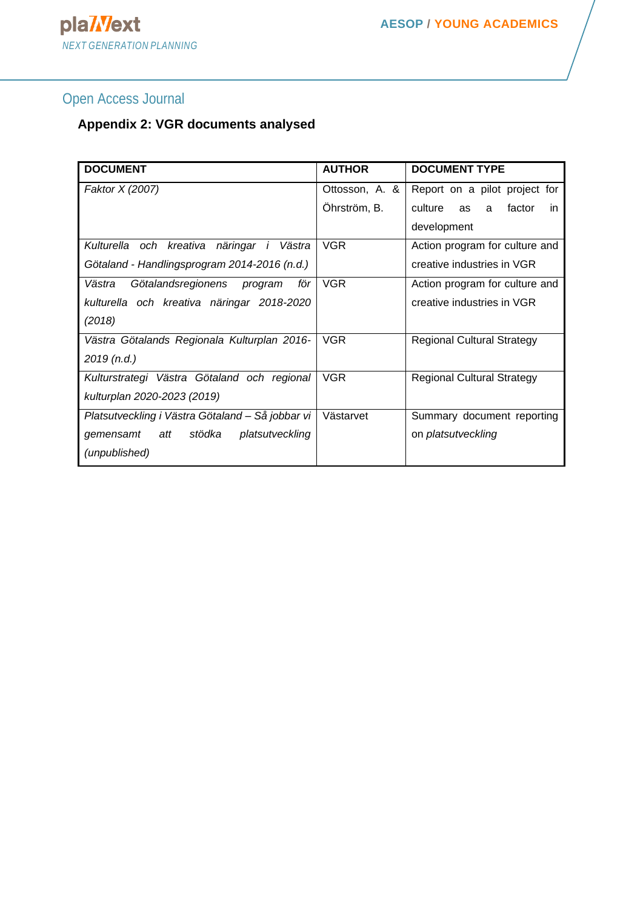**Appendix 2: VGR documents analysed**

| DOCUMENT | AUTHOR | DOCUMENT TYPE |
|---|---|---|
| *Faktor X (2007)* | Ottosson, A. & Öhrström, B. | Report on a pilot project for culture as a factor in development |
| *Kulturella och kreativa näringar i Västra Götaland - Handlingsprogram 2014-2016 (n.d.)* | VGR | Action program for culture and creative industries in VGR |
| *Västra Götalandsregionens program för kulturella och kreativa näringar 2018-2020 (2018)* | VGR | Action program for culture and creative industries in VGR |
| *Västra Götalands Regionala Kulturplan 2016-2019 (n.d.)* | VGR | Regional Cultural Strategy |
| *Kulturstrategi Västra Götaland och regional kulturplan 2020-2023 (2019)* | VGR | Regional Cultural Strategy |
| *Platsutveckling i Västra Götaland – Så jobbar vi gemensamt att stödka platsutveckling (unpublished)* | Västarvet | Summary document reporting on *platsutveckling* |